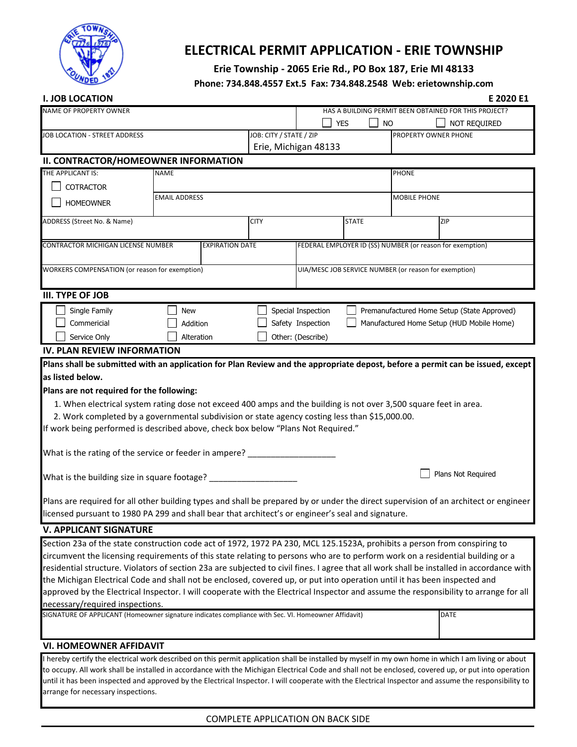# ELECTRICAL PERMIT APPLICATION - ERIE TOWNSHIP

**Erie Township - 2065 Erie Rd., PO Box 187, Erie MI 48133**

**Phone: 734.848.4557 Ext.5 Fax: 734.848.2548 Web: erietownship.com**

## I. JOB LOCATION

**E 2020 E1**

| NAME OF PROPERTY OWNER | | HAS A BUILDING PERMIT BEEN OBTAINED FOR THIS PROJECT? ☐ YES ☐ NO ☐ NOT REQUIRED | |
|---|---|---|---|
| JOB LOCATION - STREET ADDRESS | JOB: CITY / STATE / ZIP Erie, Michigan 48133 | | PROPERTY OWNER PHONE |

## II. CONTRACTOR/HOMEOWNER INFORMATION

| THE APPLICANT IS: ☐ COTRACTOR ☐ HOMEOWNER | NAME | | PHONE |
|---|---|---|---|
| | EMAIL ADDRESS | | MOBILE PHONE |
| ADDRESS (Street No. & Name) | CITY | STATE | ZIP |
| CONTRACTOR MICHIGAN LICENSE NUMBER | EXPIRATION DATE | FEDERAL EMPLOYER ID (SS) NUMBER (or reason for exemption) | |
| WORKERS COMPENSATION (or reason for exemption) | | UIA/MESC JOB SERVICE NUMBER (or reason for exemption) | |

## III. TYPE OF JOB

| | | | |
|---|---|---|---|
| ☐ Single Family | ☐ New | ☐ Special Inspection | ☐ Premanufactured Home Setup (State Approved) |
| ☐ Commercial | ☐ Addition | ☐ Safety Inspection | ☐ Manufactured Home Setup (HUD Mobile Home) |
| ☐ Service Only | ☐ Alteration | ☐ Other: (Describe) | |

## IV. PLAN REVIEW INFORMATION

**Plans shall be submitted with an application for Plan Review and the appropriate depost, before a permit can be issued, except as listed below.**

**Plans are not required for the following:**

1. When electrical system rating dose not exceed 400 amps and the building is not over 3,500 square feet in area.
2. Work completed by a governmental subdivision or state agency costing less than $15,000.00.

If work being performed is described above, check box below "Plans Not Required."

What is the rating of the service or feeder in ampere? ___________________

What is the building size in square footage? ___________________

☐ Plans Not Required

Plans are required for all other building types and shall be prepared by or under the direct supervision of an architect or engineer licensed pursuant to 1980 PA 299 and shall bear that architect's or engineer's seal and signature.

## V. APPLICANT SIGNATURE

Section 23a of the state construction code act of 1972, 1972 PA 230, MCL 125.1523A, prohibits a person from conspiring to circumvent the licensing requirements of this state relating to persons who are to perform work on a residential building or a residential structure. Violators of section 23a are subjected to civil fines. I agree that all work shall be installed in accordance with the Michigan Electrical Code and shall not be enclosed, covered up, or put into operation until it has been inspected and approved by the Electrical Inspector. I will cooperate with the Electrical Inspector and assume the responsibility to arrange for all necessary/required inspections.

| SIGNATURE OF APPLICANT (Homeowner signature indicates compliance with Sec. VI. Homeowner Affidavit) | DATE |
|---|---|
| | |

## VI. HOMEOWNER AFFIDAVIT

I hereby certify the electrical work described on this permit application shall be installed by myself in my own home in which I am living or about to occupy. All work shall be installed in accordance with the Michigan Electrical Code and shall not be enclosed, covered up, or put into operation until it has been inspected and approved by the Electrical Inspector. I will cooperate with the Electrical Inspector and assume the responsibility to arrange for necessary inspections.

COMPLETE APPLICATION ON BACK SIDE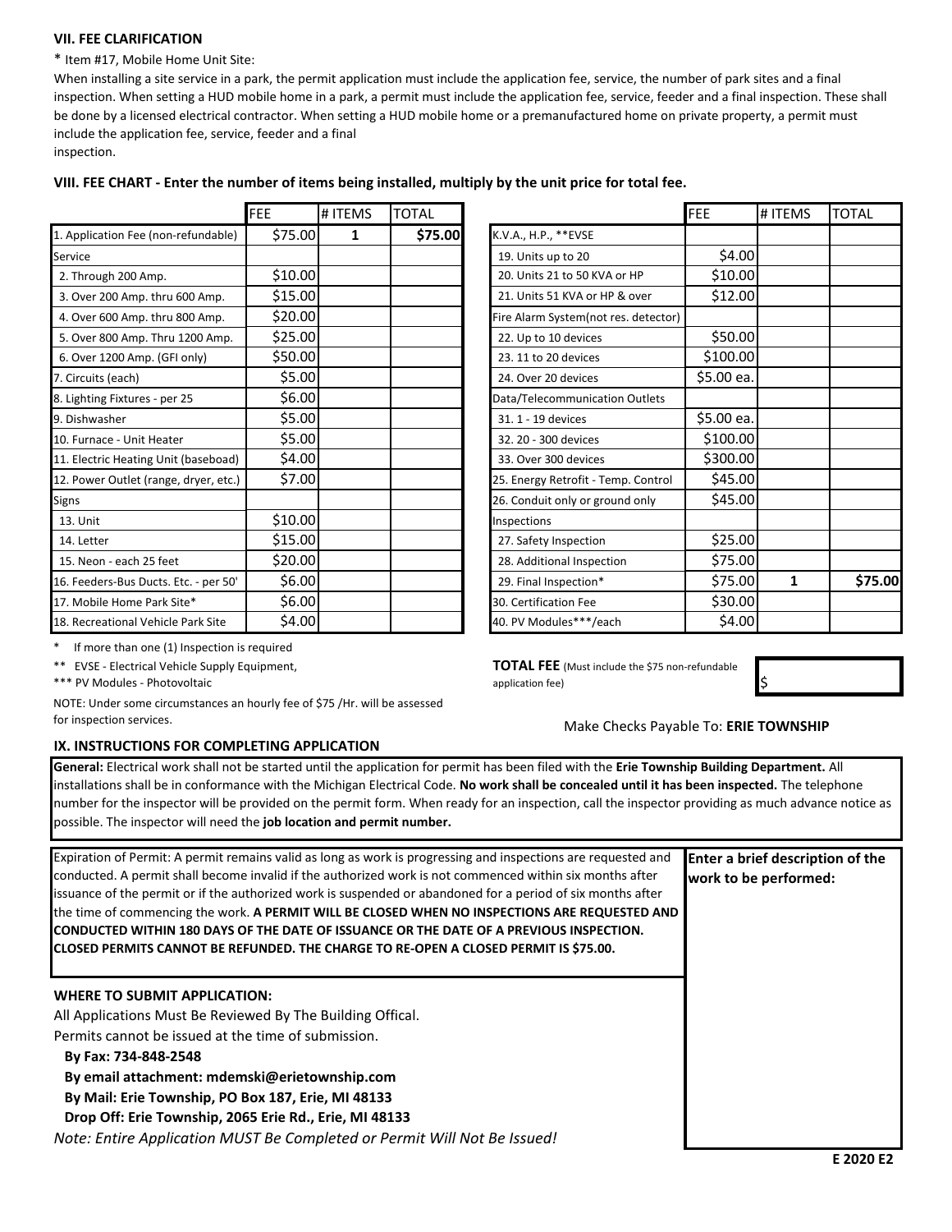### VII. FEE CLARIFICATION

* Item #17, Mobile Home Unit Site:

When installing a site service in a park, the permit application must include the application fee, service, the number of park sites and a final inspection. When setting a HUD mobile home in a park, a permit must include the application fee, service, feeder and a final inspection. These shall be done by a licensed electrical contractor. When setting a HUD mobile home or a premanufactured home on private property, a permit must include the application fee, service, feeder and a final inspection.

### VIII. FEE CHART - Enter the number of items being installed, multiply by the unit price for total fee.

| | FEE | # ITEMS | TOTAL |
|---|---|---|---|
| 1. Application Fee (non-refundable) | $75.00 | 1 | $75.00 |
| Service | | | |
| 2. Through 200 Amp. | $10.00 | | |
| 3. Over 200 Amp. thru 600 Amp. | $15.00 | | |
| 4. Over 600 Amp. thru 800 Amp. | $20.00 | | |
| 5. Over 800 Amp. Thru 1200 Amp. | $25.00 | | |
| 6. Over 1200 Amp. (GFI only) | $50.00 | | |
| 7. Circuits (each) | $5.00 | | |
| 8. Lighting Fixtures - per 25 | $6.00 | | |
| 9. Dishwasher | $5.00 | | |
| 10. Furnace - Unit Heater | $5.00 | | |
| 11. Electric Heating Unit (baseboad) | $4.00 | | |
| 12. Power Outlet (range, dryer, etc.) | $7.00 | | |
| Signs | | | |
| 13. Unit | $10.00 | | |
| 14. Letter | $15.00 | | |
| 15. Neon - each 25 feet | $20.00 | | |
| 16. Feeders-Bus Ducts. Etc. - per 50' | $6.00 | | |
| 17. Mobile Home Park Site* | $6.00 | | |
| 18. Recreational Vehicle Park Site | $4.00 | | |

| | FEE | # ITEMS | TOTAL |
|---|---|---|---|
| K.V.A., H.P., **EVSE | | | |
| 19. Units up to 20 | $4.00 | | |
| 20. Units 21 to 50 KVA or HP | $10.00 | | |
| 21. Units 51 KVA or HP & over | $12.00 | | |
| Fire Alarm System(not res. detector) | | | |
| 22. Up to 10 devices | $50.00 | | |
| 23. 11 to 20 devices | $100.00 | | |
| 24. Over 20 devices | $5.00 ea. | | |
| Data/Telecommunication Outlets | | | |
| 31. 1 - 19 devices | $5.00 ea. | | |
| 32. 20 - 300 devices | $100.00 | | |
| 33. Over 300 devices | $300.00 | | |
| 25. Energy Retrofit - Temp. Control | $45.00 | | |
| 26. Conduit only or ground only | $45.00 | | |
| Inspections | | | |
| 27. Safety Inspection | $25.00 | | |
| 28. Additional Inspection | $75.00 | | |
| 29. Final Inspection* | $75.00 | 1 | $75.00 |
| 30. Certification Fee | $30.00 | | |
| 40. PV Modules***/each | $4.00 | | |

\* If more than one (1) Inspection is required

** EVSE - Electrical Vehicle Supply Equipment,

*** PV Modules - Photovoltaic

NOTE: Under some circumstances an hourly fee of $75 /Hr. will be assessed for inspection services.

**TOTAL FEE** (Must include the $75 non-refundable application fee) $

Make Checks Payable To: **ERIE TOWNSHIP**

### IX. INSTRUCTIONS FOR COMPLETING APPLICATION

**General:** Electrical work shall not be started until the application for permit has been filed with the **Erie Township Building Department.** All installations shall be in conformance with the Michigan Electrical Code. **No work shall be concealed until it has been inspected.** The telephone number for the inspector will be provided on the permit form. When ready for an inspection, call the inspector providing as much advance notice as possible. The inspector will need the **job location and permit number.**

Expiration of Permit: A permit remains valid as long as work is progressing and inspections are requested and conducted. A permit shall become invalid if the authorized work is not commenced within six months after issuance of the permit or if the authorized work is suspended or abandoned for a period of six months after the time of commencing the work. **A PERMIT WILL BE CLOSED WHEN NO INSPECTIONS ARE REQUESTED AND CONDUCTED WITHIN 180 DAYS OF THE DATE OF ISSUANCE OR THE DATE OF A PREVIOUS INSPECTION. CLOSED PERMITS CANNOT BE REFUNDED. THE CHARGE TO RE-OPEN A CLOSED PERMIT IS $75.00.**

**Enter a brief description of the work to be performed:**

**WHERE TO SUBMIT APPLICATION:**

All Applications Must Be Reviewed By The Building Offical.

Permits cannot be issued at the time of submission.

**By Fax: 734-848-2548**

**By email attachment: mdemski@erietownship.com**

**By Mail: Erie Township, PO Box 187, Erie, MI 48133**

**Drop Off: Erie Township, 2065 Erie Rd., Erie, MI 48133**

*Note: Entire Application MUST Be Completed or Permit Will Not Be Issued!*

**E 2020 E2**